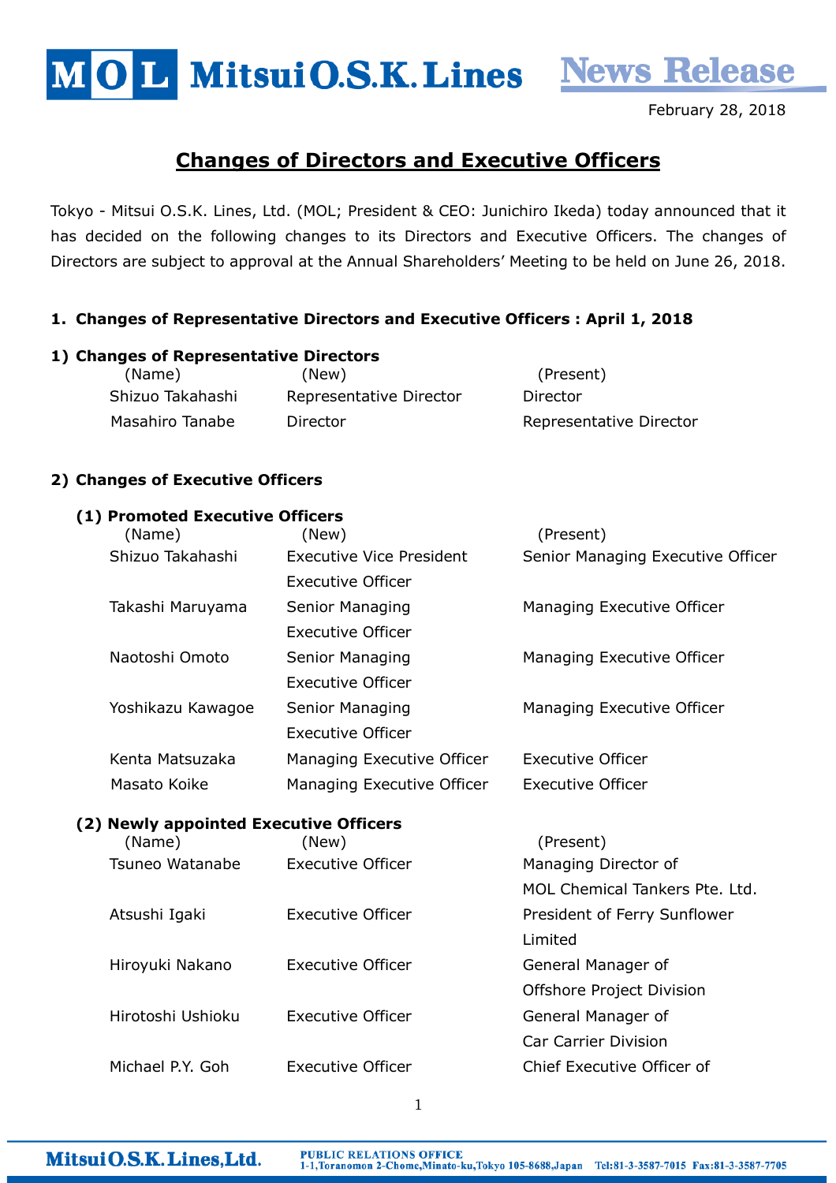# Mitsui O.S.K. Lines — News Release

February 28, 2018

## Changes of Directors and Executive Officers

Tokyo - Mitsui O.S.K. Lines, Ltd. (MOL; President & CEO: Junichiro Ikeda) today announced that it has decided on the following changes to its Directors and Executive Officers. The changes of Directors are subject to approval at the Annual Shareholders' Meeting to be held on June 26, 2018.

### 1. Changes of Representative Directors and Executive Officers : April 1, 2018

#### 1) Changes of Representative Directors

| (Name) | (New) | (Present) |
|---|---|---|
| Shizuo Takahashi | Representative Director | Director |
| Masahiro Tanabe | Director | Representative Director |

#### 2) Changes of Executive Officers

**(1) Promoted Executive Officers**

| (Name) | (New) | (Present) |
|---|---|---|
| Shizuo Takahashi | Executive Vice President Executive Officer | Senior Managing Executive Officer |
| Takashi Maruyama | Senior Managing Executive Officer | Managing Executive Officer |
| Naotoshi Omoto | Senior Managing Executive Officer | Managing Executive Officer |
| Yoshikazu Kawagoe | Senior Managing Executive Officer | Managing Executive Officer |
| Kenta Matsuzaka | Managing Executive Officer | Executive Officer |
| Masato Koike | Managing Executive Officer | Executive Officer |

**(2) Newly appointed Executive Officers**

| (Name) | (New) | (Present) |
|---|---|---|
| Tsuneo Watanabe | Executive Officer | Managing Director of MOL Chemical Tankers Pte. Ltd. |
| Atsushi Igaki | Executive Officer | President of Ferry Sunflower Limited |
| Hiroyuki Nakano | Executive Officer | General Manager of Offshore Project Division |
| Hirotoshi Ushioku | Executive Officer | General Manager of Car Carrier Division |
| Michael P.Y. Goh | Executive Officer | Chief Executive Officer of |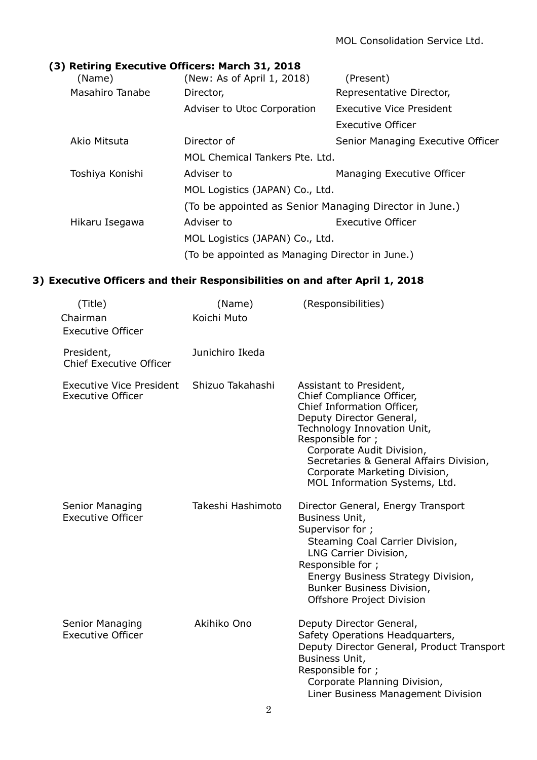MOL Consolidation Service Ltd.

### (3) Retiring Executive Officers: March 31, 2018

| (Name) | (New: As of April 1, 2018) | (Present) |
|---|---|---|
| Masahiro Tanabe | Director, Adviser to Utoc Corporation | Representative Director, Executive Vice President Executive Officer |
| Akio Mitsuta | Director of MOL Chemical Tankers Pte. Ltd. | Senior Managing Executive Officer |
| Toshiya Konishi | Adviser to MOL Logistics (JAPAN) Co., Ltd. (To be appointed as Senior Managing Director in June.) | Managing Executive Officer |
| Hikaru Isegawa | Adviser to MOL Logistics (JAPAN) Co., Ltd. (To be appointed as Managing Director in June.) | Executive Officer |

## 3) Executive Officers and their Responsibilities on and after April 1, 2018

| (Title) | (Name) | (Responsibilities) |
|---|---|---|
| Chairman Executive Officer | Koichi Muto | |
| President, Chief Executive Officer | Junichiro Ikeda | |
| Executive Vice President Executive Officer | Shizuo Takahashi | Assistant to President, Chief Compliance Officer, Chief Information Officer, Deputy Director General, Technology Innovation Unit, Responsible for ; Corporate Audit Division, Secretaries & General Affairs Division, Corporate Marketing Division, MOL Information Systems, Ltd. |
| Senior Managing Executive Officer | Takeshi Hashimoto | Director General, Energy Transport Business Unit, Supervisor for ; Steaming Coal Carrier Division, LNG Carrier Division, Responsible for ; Energy Business Strategy Division, Bunker Business Division, Offshore Project Division |
| Senior Managing Executive Officer | Akihiko Ono | Deputy Director General, Safety Operations Headquarters, Deputy Director General, Product Transport Business Unit, Responsible for ; Corporate Planning Division, Liner Business Management Division |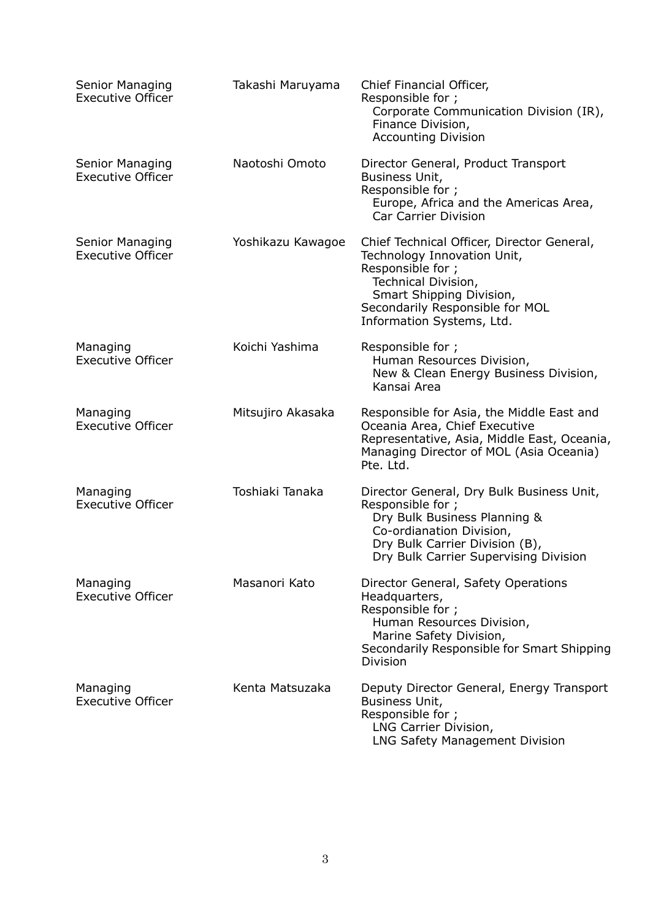| | | |
|---|---|---|
| Senior Managing Executive Officer | Takashi Maruyama | Chief Financial Officer,<br>Responsible for ;<br>Corporate Communication Division (IR),<br>Finance Division,<br>Accounting Division |
| Senior Managing Executive Officer | Naotoshi Omoto | Director General, Product Transport Business Unit,<br>Responsible for ;<br>Europe, Africa and the Americas Area,<br>Car Carrier Division |
| Senior Managing Executive Officer | Yoshikazu Kawagoe | Chief Technical Officer, Director General, Technology Innovation Unit,<br>Responsible for ;<br>Technical Division,<br>Smart Shipping Division,<br>Secondarily Responsible for MOL Information Systems, Ltd. |
| Managing Executive Officer | Koichi Yashima | Responsible for ;<br>Human Resources Division,<br>New & Clean Energy Business Division,<br>Kansai Area |
| Managing Executive Officer | Mitsujiro Akasaka | Responsible for Asia, the Middle East and Oceania Area, Chief Executive Representative, Asia, Middle East, Oceania, Managing Director of MOL (Asia Oceania) Pte. Ltd. |
| Managing Executive Officer | Toshiaki Tanaka | Director General, Dry Bulk Business Unit,<br>Responsible for ;<br>Dry Bulk Business Planning & Co-ordianation Division,<br>Dry Bulk Carrier Division (B),<br>Dry Bulk Carrier Supervising Division |
| Managing Executive Officer | Masanori Kato | Director General, Safety Operations Headquarters,<br>Responsible for ;<br>Human Resources Division,<br>Marine Safety Division,<br>Secondarily Responsible for Smart Shipping Division |
| Managing Executive Officer | Kenta Matsuzaka | Deputy Director General, Energy Transport Business Unit,<br>Responsible for ;<br>LNG Carrier Division,<br>LNG Safety Management Division |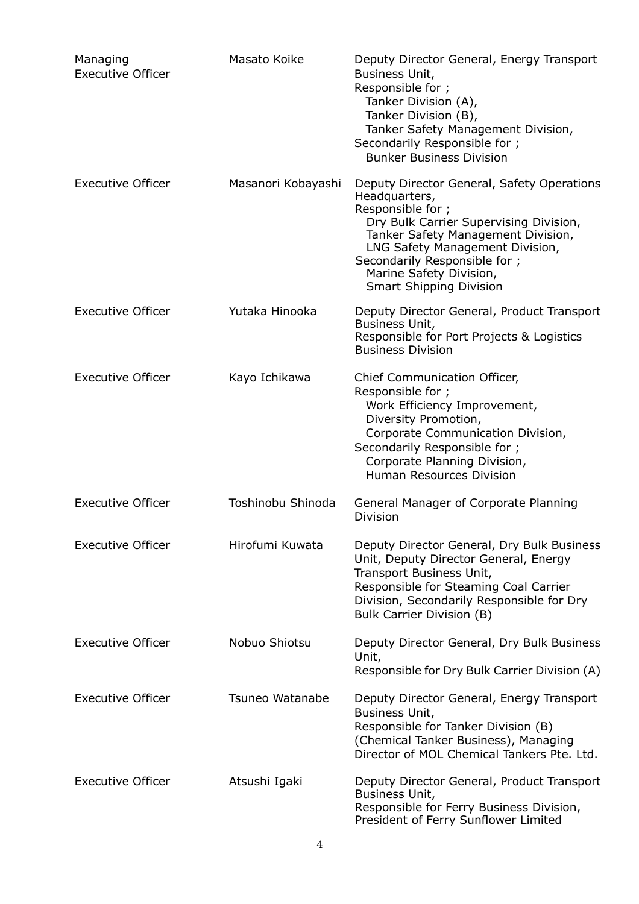| | | |
|---|---|---|
| Managing Executive Officer | Masato Koike | Deputy Director General, Energy Transport Business Unit,<br>Responsible for ;<br>Tanker Division (A),<br>Tanker Division (B),<br>Tanker Safety Management Division,<br>Secondarily Responsible for ;<br>Bunker Business Division |
| Executive Officer | Masanori Kobayashi | Deputy Director General, Safety Operations Headquarters,<br>Responsible for ;<br>Dry Bulk Carrier Supervising Division,<br>Tanker Safety Management Division,<br>LNG Safety Management Division,<br>Secondarily Responsible for ;<br>Marine Safety Division,<br>Smart Shipping Division |
| Executive Officer | Yutaka Hinooka | Deputy Director General, Product Transport Business Unit,<br>Responsible for Port Projects & Logistics Business Division |
| Executive Officer | Kayo Ichikawa | Chief Communication Officer,<br>Responsible for ;<br>Work Efficiency Improvement,<br>Diversity Promotion,<br>Corporate Communication Division,<br>Secondarily Responsible for ;<br>Corporate Planning Division,<br>Human Resources Division |
| Executive Officer | Toshinobu Shinoda | General Manager of Corporate Planning Division |
| Executive Officer | Hirofumi Kuwata | Deputy Director General, Dry Bulk Business Unit, Deputy Director General, Energy Transport Business Unit,<br>Responsible for Steaming Coal Carrier Division, Secondarily Responsible for Dry Bulk Carrier Division (B) |
| Executive Officer | Nobuo Shiotsu | Deputy Director General, Dry Bulk Business Unit,<br>Responsible for Dry Bulk Carrier Division (A) |
| Executive Officer | Tsuneo Watanabe | Deputy Director General, Energy Transport Business Unit,<br>Responsible for Tanker Division (B) (Chemical Tanker Business), Managing Director of MOL Chemical Tankers Pte. Ltd. |
| Executive Officer | Atsushi Igaki | Deputy Director General, Product Transport Business Unit,<br>Responsible for Ferry Business Division,<br>President of Ferry Sunflower Limited |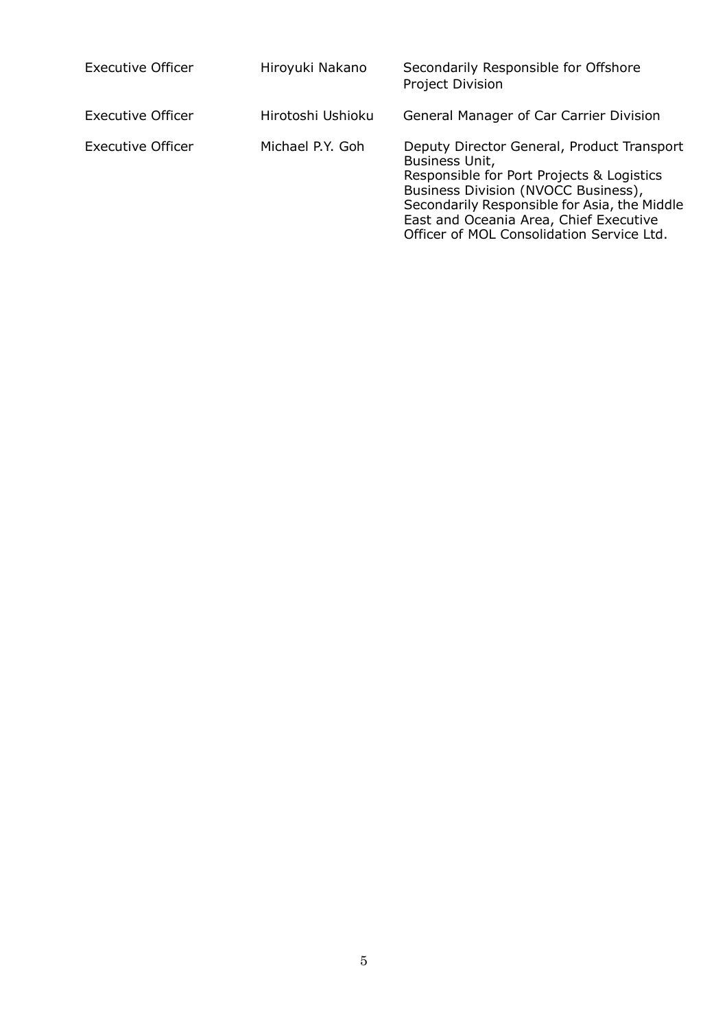| | | |
|---|---|---|
| Executive Officer | Hiroyuki Nakano | Secondarily Responsible for Offshore Project Division |
| Executive Officer | Hirotoshi Ushioku | General Manager of Car Carrier Division |
| Executive Officer | Michael P.Y. Goh | Deputy Director General, Product Transport Business Unit, Responsible for Port Projects & Logistics Business Division (NVOCC Business), Secondarily Responsible for Asia, the Middle East and Oceania Area, Chief Executive Officer of MOL Consolidation Service Ltd. |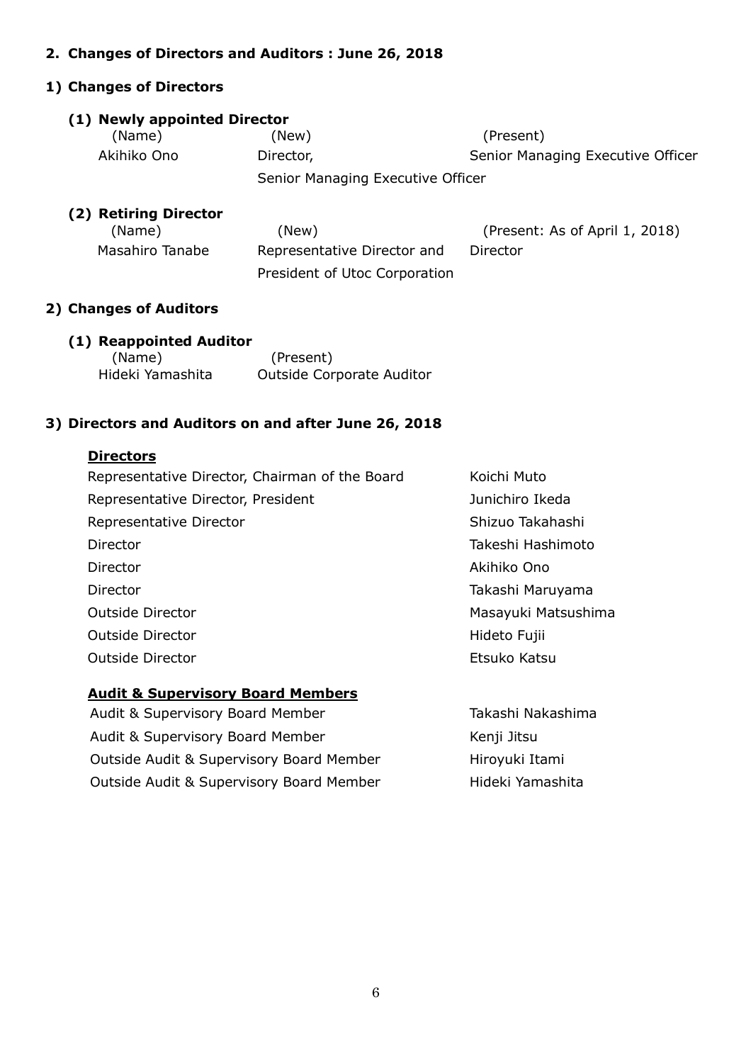## 2. Changes of Directors and Auditors : June 26, 2018

### 1) Changes of Directors

#### (1) Newly appointed Director

| (Name) | (New) | (Present) |
|---|---|---|
| Akihiko Ono | Director, Senior Managing Executive Officer | Senior Managing Executive Officer |

#### (2) Retiring Director

| (Name) | (New) | (Present: As of April 1, 2018) |
|---|---|---|
| Masahiro Tanabe | Representative Director and President of Utoc Corporation | Director |

### 2) Changes of Auditors

#### (1) Reappointed Auditor

| (Name) | (Present) |
|---|---|
| Hideki Yamashita | Outside Corporate Auditor |

### 3) Directors and Auditors on and after June 26, 2018

**Directors**

| | |
|---|---|
| Representative Director, Chairman of the Board | Koichi Muto |
| Representative Director, President | Junichiro Ikeda |
| Representative Director | Shizuo Takahashi |
| Director | Takeshi Hashimoto |
| Director | Akihiko Ono |
| Director | Takashi Maruyama |
| Outside Director | Masayuki Matsushima |
| Outside Director | Hideto Fujii |
| Outside Director | Etsuko Katsu |

**Audit & Supervisory Board Members**

| | |
|---|---|
| Audit & Supervisory Board Member | Takashi Nakashima |
| Audit & Supervisory Board Member | Kenji Jitsu |
| Outside Audit & Supervisory Board Member | Hiroyuki Itami |
| Outside Audit & Supervisory Board Member | Hideki Yamashita |